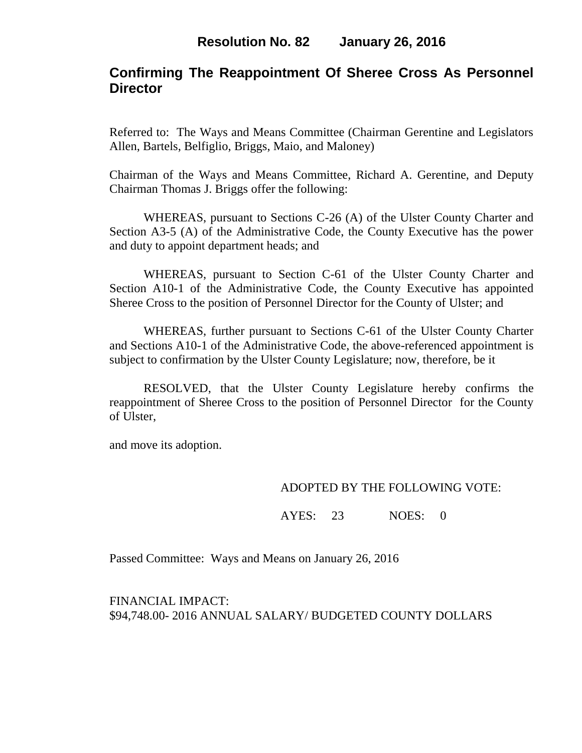# Resolution No. 82 January 26, 2016

## Confirming The Reappointment Of Sheree Cross As Personnel Director

Referred to: The Ways and Means Committee (Chairman Gerentine and Legislators Allen, Bartels, Belfiglio, Briggs, Maio, and Maloney)

Chairman of the Ways and Means Committee, Richard A. Gerentine, and Deputy Chairman Thomas J. Briggs offer the following:

WHEREAS, pursuant to Sections C-26 (A) of the Ulster County Charter and Section A3-5 (A) of the Administrative Code, the County Executive has the power and duty to appoint department heads; and

WHEREAS, pursuant to Section C-61 of the Ulster County Charter and Section A10-1 of the Administrative Code, the County Executive has appointed Sheree Cross to the position of Personnel Director for the County of Ulster; and

WHEREAS, further pursuant to Sections C-61 of the Ulster County Charter and Sections A10-1 of the Administrative Code, the above-referenced appointment is subject to confirmation by the Ulster County Legislature; now, therefore, be it

RESOLVED, that the Ulster County Legislature hereby confirms the reappointment of Sheree Cross to the position of Personnel Director for the County of Ulster,

and move its adoption.

ADOPTED BY THE FOLLOWING VOTE:

AYES: 23 NOES: 0

Passed Committee: Ways and Means on January 26, 2016

FINANCIAL IMPACT:
$94,748.00- 2016 ANNUAL SALARY/ BUDGETED COUNTY DOLLARS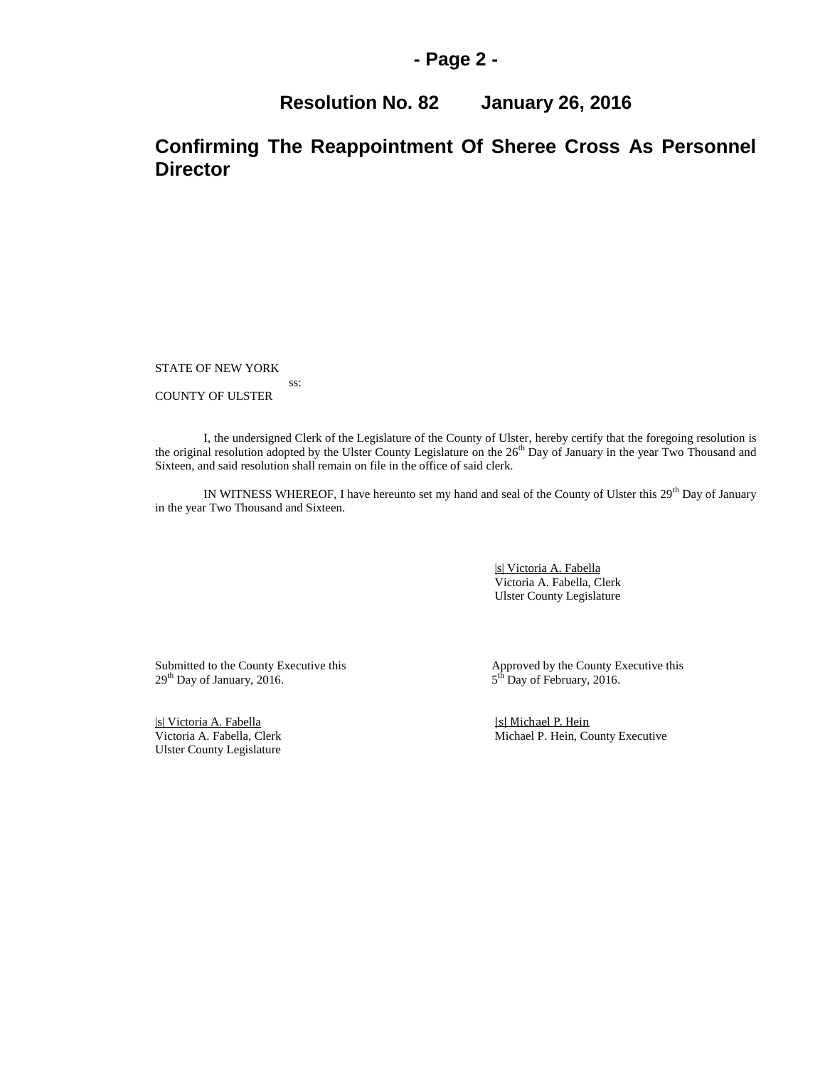**Resolution No. 82 January 26, 2016**

## Confirming The Reappointment Of Sheree Cross As Personnel Director

STATE OF NEW YORK
ss:
COUNTY OF ULSTER

I, the undersigned Clerk of the Legislature of the County of Ulster, hereby certify that the foregoing resolution is the original resolution adopted by the Ulster County Legislature on the 26th Day of January in the year Two Thousand and Sixteen, and said resolution shall remain on file in the office of said clerk.

IN WITNESS WHEREOF, I have hereunto set my hand and seal of the County of Ulster this 29th Day of January in the year Two Thousand and Sixteen.

|s| Victoria A. Fabella
Victoria A. Fabella, Clerk
Ulster County Legislature

Submitted to the County Executive this 29th Day of January, 2016.

|s| Victoria A. Fabella
Victoria A. Fabella, Clerk
Ulster County Legislature

Approved by the County Executive this 5th Day of February, 2016.

|s| Michael P. Hein
Michael P. Hein, County Executive